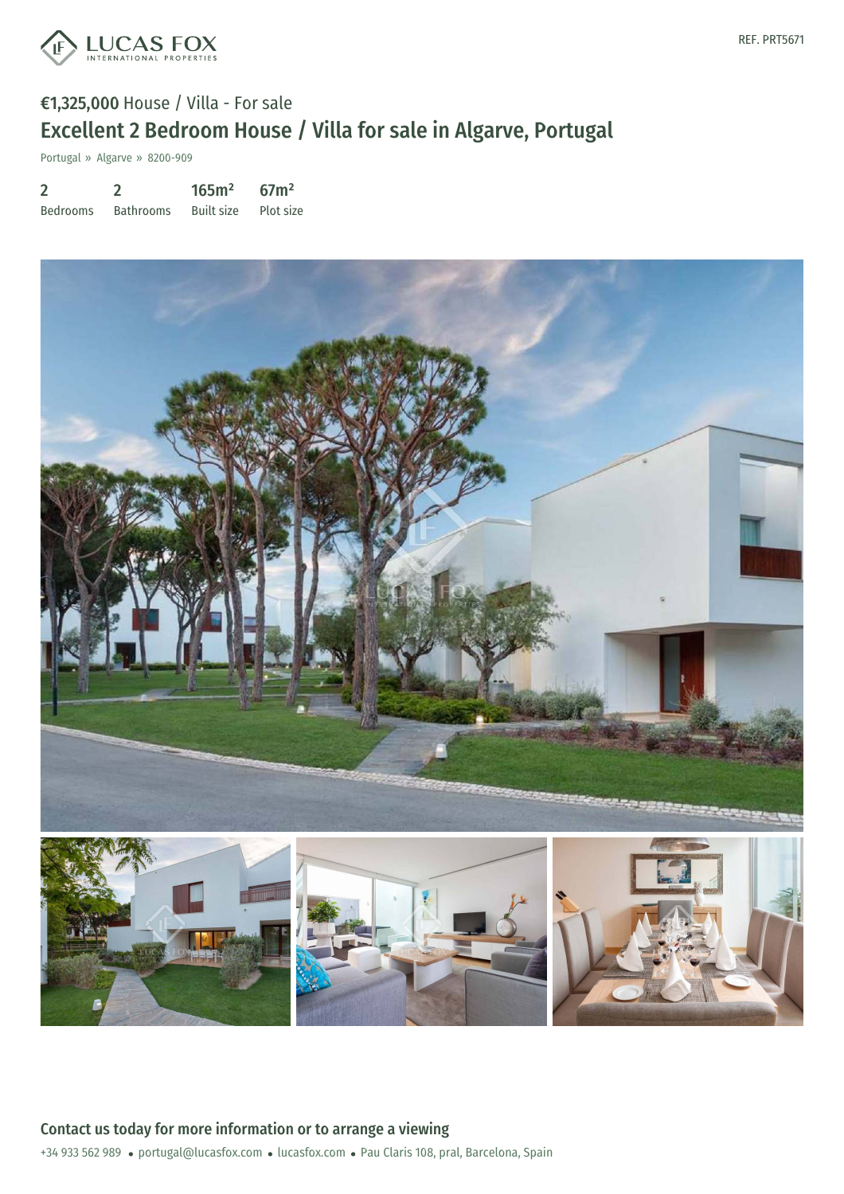REF. PRT5671

€1,325,000 House / Villa - For sale

# Excellent 2 Bedroom House / Villa for sale in Algarve, Portugal

Portugal » Algarve » 8200-909

| 2 | 2 | 165m² | 67m² |
|---|---|---|---|
| Bedrooms | Bathrooms | Built size | Plot size |

## Contact us today for more information or to arrange a viewing

+34 933 562 989 • portugal@lucasfox.com • lucasfox.com • Pau Claris 108, pral, Barcelona, Spain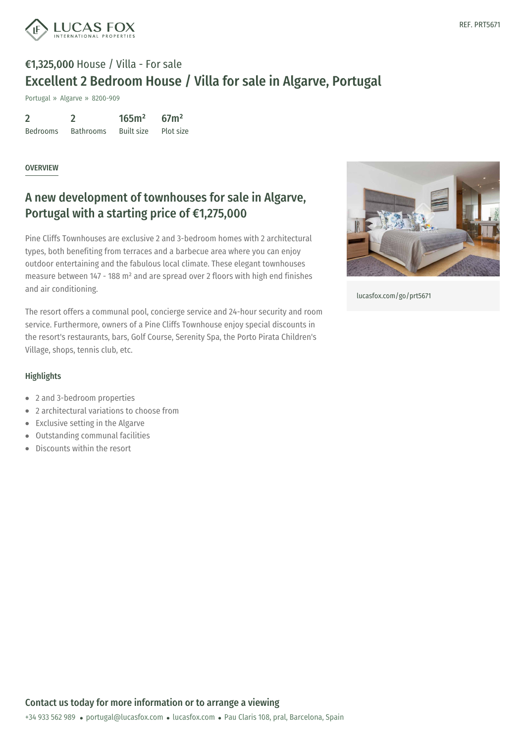REF. PRT5671

**€1,325,000** House / Villa - For sale

# Excellent 2 Bedroom House / Villa for sale in Algarve, Portugal

Portugal » Algarve » 8200-909

| 2 | 2 | 165m² | 67m² |
|---|---|---|---|
| Bedrooms | Bathrooms | Built size | Plot size |

OVERVIEW

## A new development of townhouses for sale in Algarve, Portugal with a starting price of €1,275,000

Pine Cliffs Townhouses are exclusive 2 and 3-bedroom homes with 2 architectural types, both benefiting from terraces and a barbecue area where you can enjoy outdoor entertaining and the fabulous local climate. These elegant townhouses measure between 147 - 188 m² and are spread over 2 floors with high end finishes and air conditioning.

The resort offers a communal pool, concierge service and 24-hour security and room service. Furthermore, owners of a Pine Cliffs Townhouse enjoy special discounts in the resort's restaurants, bars, Golf Course, Serenity Spa, the Porto Pirata Children's Village, shops, tennis club, etc.

lucasfox.com/go/prt5671

### Highlights

- 2 and 3-bedroom properties
- 2 architectural variations to choose from
- Exclusive setting in the Algarve
- Outstanding communal facilities
- Discounts within the resort

## Contact us today for more information or to arrange a viewing

+34 933 562 989 • portugal@lucasfox.com • lucasfox.com • Pau Claris 108, pral, Barcelona, Spain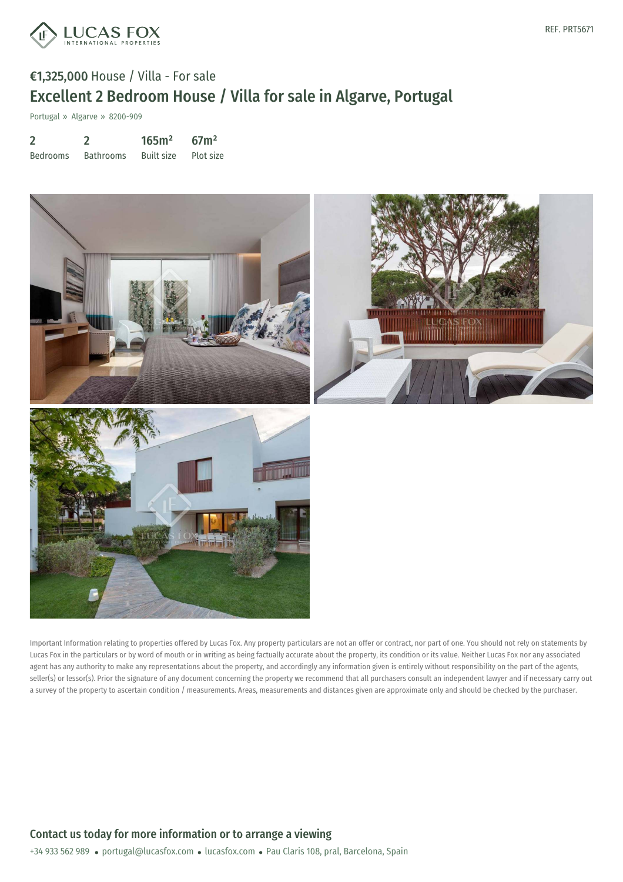REF. PRT5671

€1,325,000 House / Villa - For sale

# Excellent 2 Bedroom House / Villa for sale in Algarve, Portugal

Portugal » Algarve » 8200-909

| 2 | 2 | 165m² | 67m² |
|---|---|---|---|
| Bedrooms | Bathrooms | Built size | Plot size |

Important Information relating to properties offered by Lucas Fox. Any property particulars are not an offer or contract, nor part of one. You should not rely on statements by Lucas Fox in the particulars or by word of mouth or in writing as being factually accurate about the property, its condition or its value. Neither Lucas Fox nor any associated agent has any authority to make any representations about the property, and accordingly any information given is entirely without responsibility on the part of the agents, seller(s) or lessor(s). Prior the signature of any document concerning the property we recommend that all purchasers consult an independent lawyer and if necessary carry out a survey of the property to ascertain condition / measurements. Areas, measurements and distances given are approximate only and should be checked by the purchaser.

## Contact us today for more information or to arrange a viewing

+34 933 562 989 • portugal@lucasfox.com • lucasfox.com • Pau Claris 108, pral, Barcelona, Spain